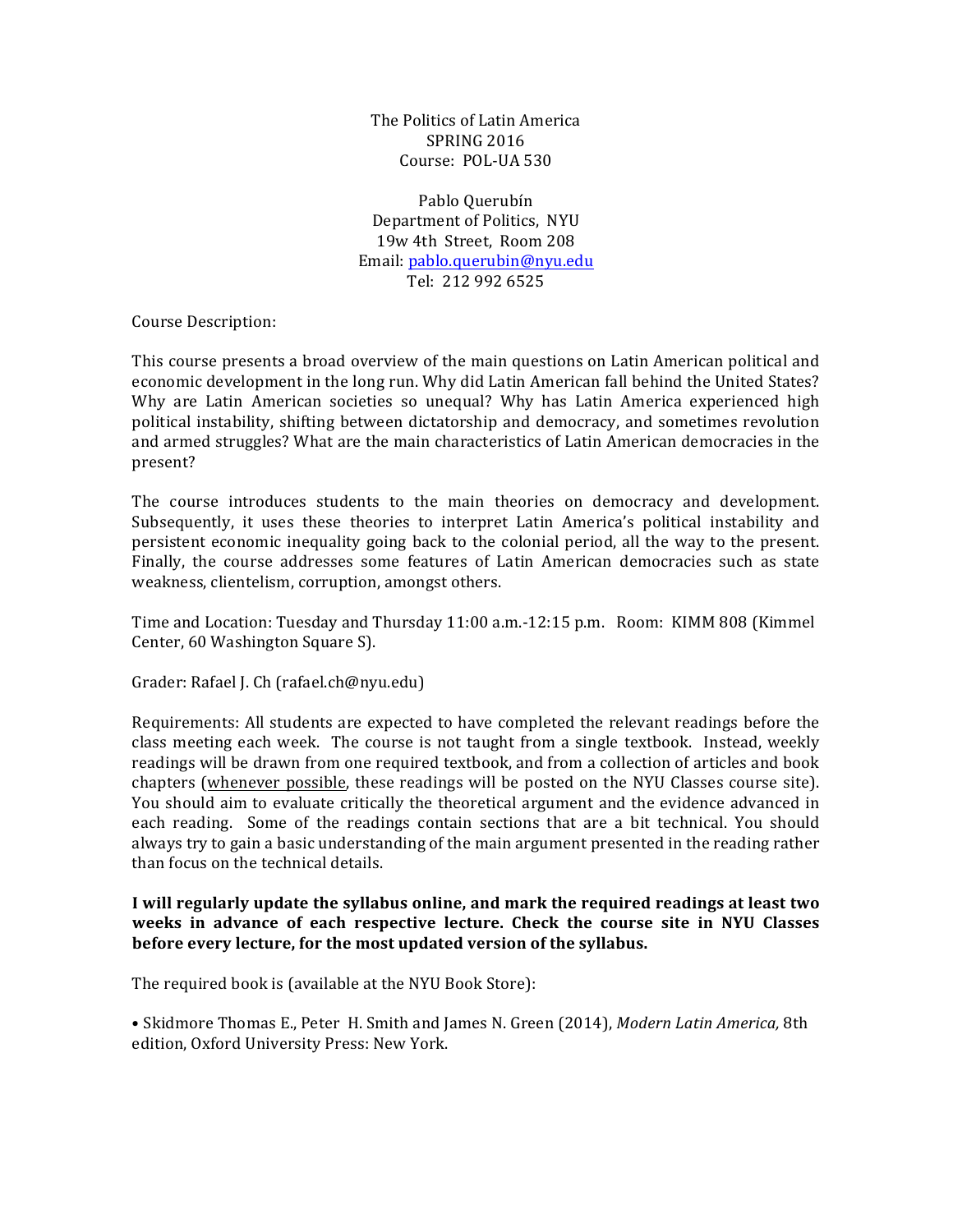The Politics of Latin America
SPRING 2016
Course: POL-UA 530

Pablo Querubín
Department of Politics, NYU
19w 4th Street, Room 208
Email: pablo.querubin@nyu.edu
Tel: 212 992 6525

Course Description:

This course presents a broad overview of the main questions on Latin American political and economic development in the long run. Why did Latin American fall behind the United States? Why are Latin American societies so unequal? Why has Latin America experienced high political instability, shifting between dictatorship and democracy, and sometimes revolution and armed struggles? What are the main characteristics of Latin American democracies in the present?

The course introduces students to the main theories on democracy and development. Subsequently, it uses these theories to interpret Latin America's political instability and persistent economic inequality going back to the colonial period, all the way to the present. Finally, the course addresses some features of Latin American democracies such as state weakness, clientelism, corruption, amongst others.

Time and Location: Tuesday and Thursday 11:00 a.m.-12:15 p.m. Room: KIMM 808 (Kimmel Center, 60 Washington Square S).

Grader: Rafael J. Ch (rafael.ch@nyu.edu)

Requirements: All students are expected to have completed the relevant readings before the class meeting each week. The course is not taught from a single textbook. Instead, weekly readings will be drawn from one required textbook, and from a collection of articles and book chapters (whenever possible, these readings will be posted on the NYU Classes course site). You should aim to evaluate critically the theoretical argument and the evidence advanced in each reading. Some of the readings contain sections that are a bit technical. You should always try to gain a basic understanding of the main argument presented in the reading rather than focus on the technical details.

**I will regularly update the syllabus online, and mark the required readings at least two weeks in advance of each respective lecture. Check the course site in NYU Classes before every lecture, for the most updated version of the syllabus.**

The required book is (available at the NYU Book Store):

• Skidmore Thomas E., Peter H. Smith and James N. Green (2014), *Modern Latin America,* 8th edition, Oxford University Press: New York.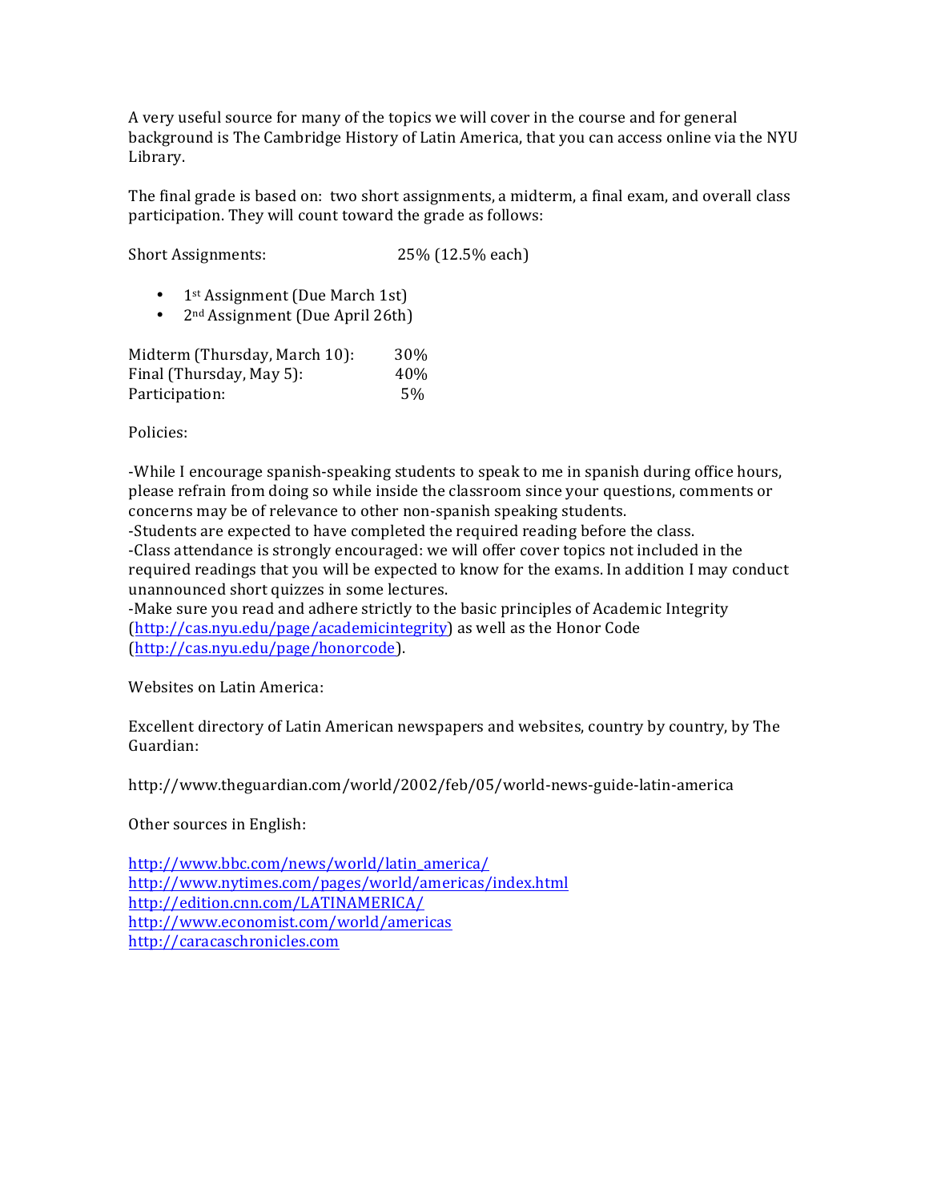A very useful source for many of the topics we will cover in the course and for general background is The Cambridge History of Latin America, that you can access online via the NYU Library.

The final grade is based on: two short assignments, a midterm, a final exam, and overall class participation. They will count toward the grade as follows:

Short Assignments: 25% (12.5% each)

- 1st Assignment (Due March 1st)
- 2nd Assignment (Due April 26th)

Midterm (Thursday, March 10): 30%
Final (Thursday, May 5): 40%
Participation: 5%

Policies:

-While I encourage spanish-speaking students to speak to me in spanish during office hours, please refrain from doing so while inside the classroom since your questions, comments or concerns may be of relevance to other non-spanish speaking students.
-Students are expected to have completed the required reading before the class.
-Class attendance is strongly encouraged: we will offer cover topics not included in the required readings that you will be expected to know for the exams. In addition I may conduct unannounced short quizzes in some lectures.
-Make sure you read and adhere strictly to the basic principles of Academic Integrity (http://cas.nyu.edu/page/academicintegrity) as well as the Honor Code (http://cas.nyu.edu/page/honorcode).

Websites on Latin America:

Excellent directory of Latin American newspapers and websites, country by country, by The Guardian:

http://www.theguardian.com/world/2002/feb/05/world-news-guide-latin-america

Other sources in English:

http://www.bbc.com/news/world/latin_america/
http://www.nytimes.com/pages/world/americas/index.html
http://edition.cnn.com/LATINAMERICA/
http://www.economist.com/world/americas
http://caracaschronicles.com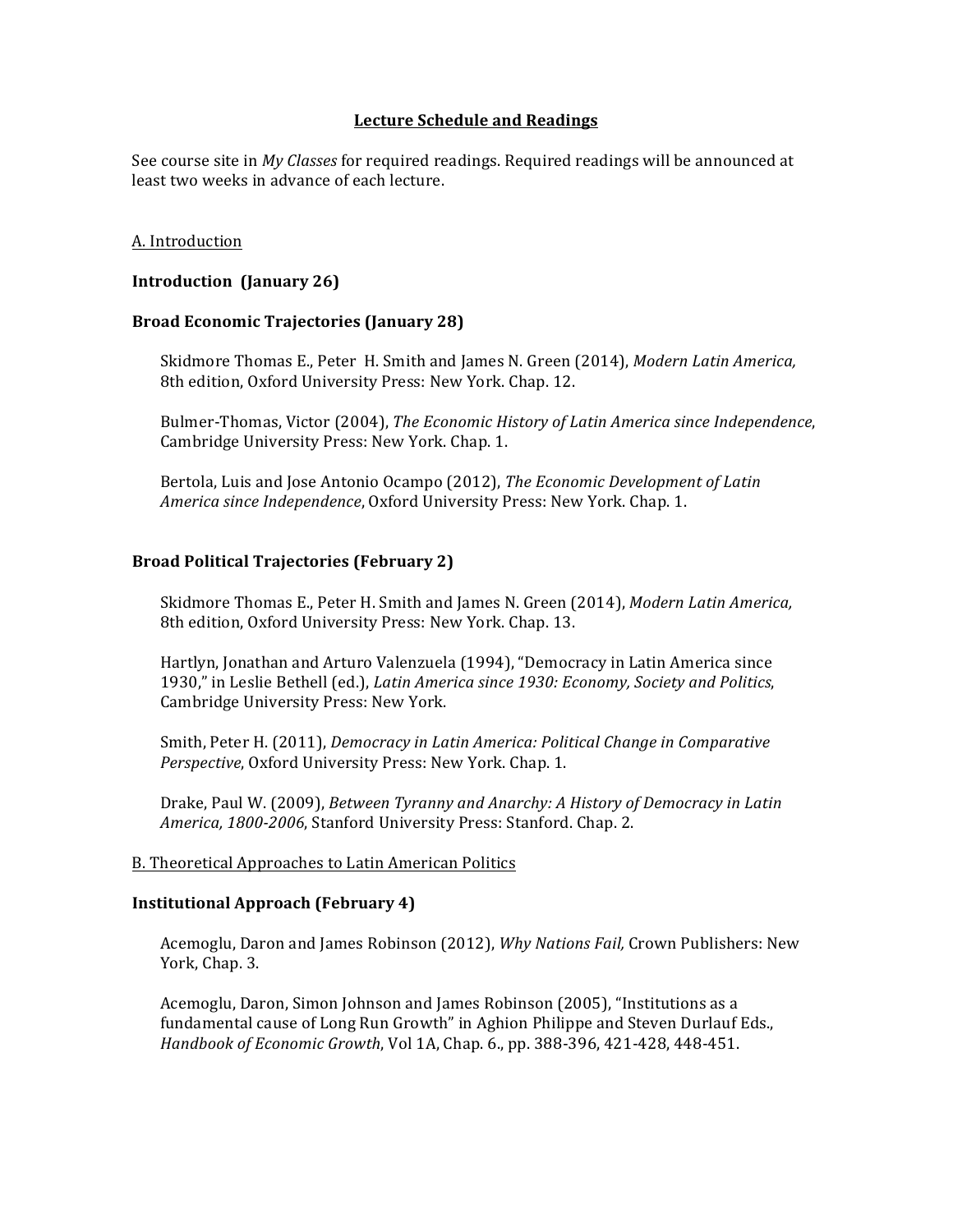## Lecture Schedule and Readings

See course site in *My Classes* for required readings. Required readings will be announced at least two weeks in advance of each lecture.

A. Introduction

**Introduction (January 26)**

**Broad Economic Trajectories (January 28)**

Skidmore Thomas E., Peter H. Smith and James N. Green (2014), *Modern Latin America,* 8th edition, Oxford University Press: New York. Chap. 12.

Bulmer-Thomas, Victor (2004), *The Economic History of Latin America since Independence*, Cambridge University Press: New York. Chap. 1.

Bertola, Luis and Jose Antonio Ocampo (2012), *The Economic Development of Latin America since Independence*, Oxford University Press: New York. Chap. 1.

**Broad Political Trajectories (February 2)**

Skidmore Thomas E., Peter H. Smith and James N. Green (2014), *Modern Latin America,* 8th edition, Oxford University Press: New York. Chap. 13.

Hartlyn, Jonathan and Arturo Valenzuela (1994), "Democracy in Latin America since 1930," in Leslie Bethell (ed.), *Latin America since 1930: Economy, Society and Politics*, Cambridge University Press: New York.

Smith, Peter H. (2011), *Democracy in Latin America: Political Change in Comparative Perspective*, Oxford University Press: New York. Chap. 1.

Drake, Paul W. (2009), *Between Tyranny and Anarchy: A History of Democracy in Latin America, 1800-2006*, Stanford University Press: Stanford. Chap. 2.

B. Theoretical Approaches to Latin American Politics

**Institutional Approach (February 4)**

Acemoglu, Daron and James Robinson (2012), *Why Nations Fail,* Crown Publishers: New York, Chap. 3.

Acemoglu, Daron, Simon Johnson and James Robinson (2005), "Institutions as a fundamental cause of Long Run Growth" in Aghion Philippe and Steven Durlauf Eds., *Handbook of Economic Growth*, Vol 1A, Chap. 6., pp. 388-396, 421-428, 448-451.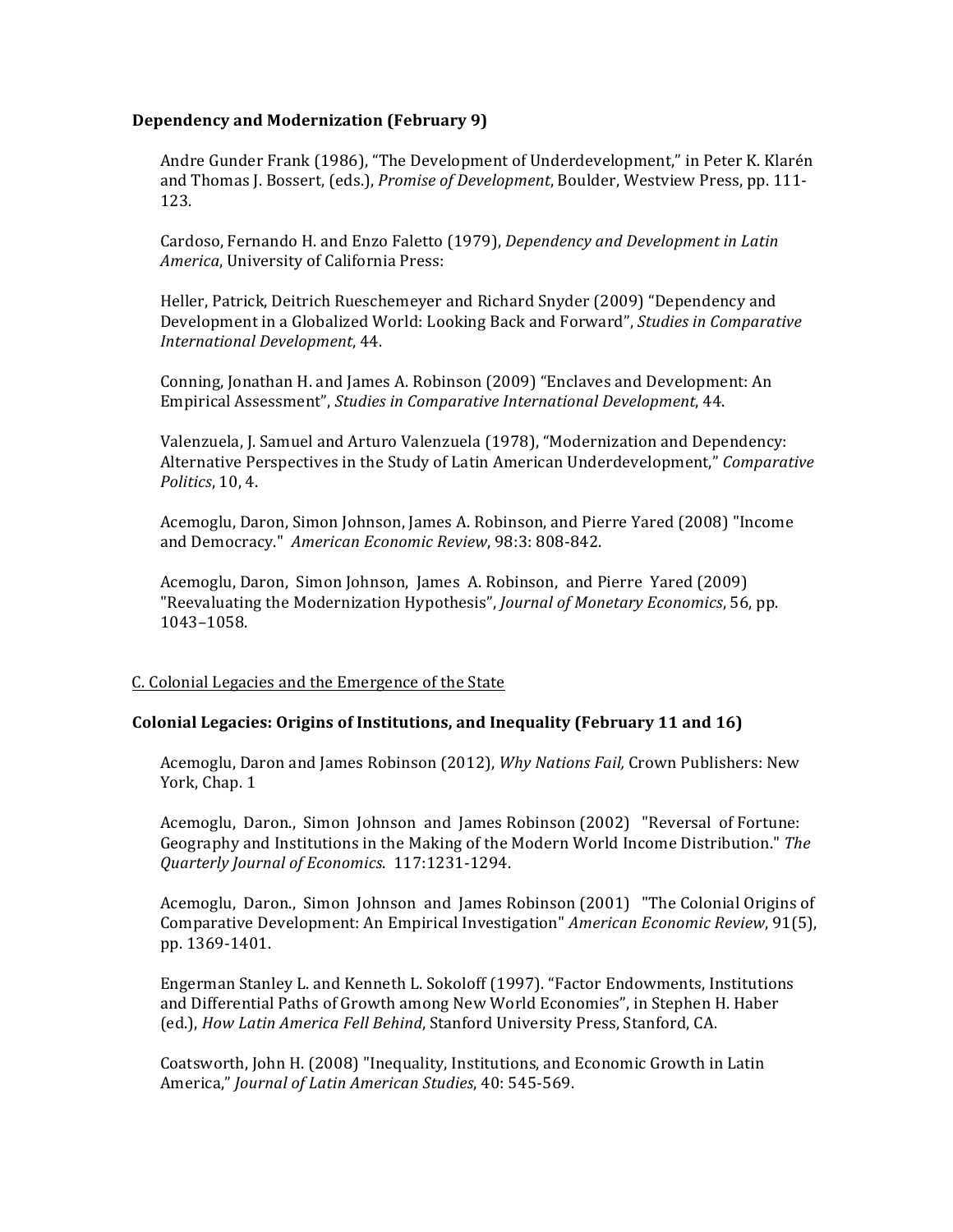**Dependency and Modernization (February 9)**

Andre Gunder Frank (1986), "The Development of Underdevelopment," in Peter K. Klarén and Thomas J. Bossert, (eds.), *Promise of Development*, Boulder, Westview Press, pp. 111-123.

Cardoso, Fernando H. and Enzo Faletto (1979), *Dependency and Development in Latin America*, University of California Press:

Heller, Patrick, Deitrich Rueschemeyer and Richard Snyder (2009) "Dependency and Development in a Globalized World: Looking Back and Forward", *Studies in Comparative International Development*, 44.

Conning, Jonathan H. and James A. Robinson (2009) "Enclaves and Development: An Empirical Assessment", *Studies in Comparative International Development*, 44.

Valenzuela, J. Samuel and Arturo Valenzuela (1978), "Modernization and Dependency: Alternative Perspectives in the Study of Latin American Underdevelopment," *Comparative Politics*, 10, 4.

Acemoglu, Daron, Simon Johnson, James A. Robinson, and Pierre Yared (2008) "Income and Democracy." *American Economic Review*, 98:3: 808-842.

Acemoglu, Daron, Simon Johnson, James A. Robinson, and Pierre Yared (2009) "Reevaluating the Modernization Hypothesis", *Journal of Monetary Economics*, 56, pp. 1043–1058.

C. Colonial Legacies and the Emergence of the State

**Colonial Legacies: Origins of Institutions, and Inequality (February 11 and 16)**

Acemoglu, Daron and James Robinson (2012), *Why Nations Fail,* Crown Publishers: New York, Chap. 1

Acemoglu, Daron., Simon Johnson and James Robinson (2002) "Reversal of Fortune: Geography and Institutions in the Making of the Modern World Income Distribution." *The Quarterly Journal of Economics*. 117:1231-1294.

Acemoglu, Daron., Simon Johnson and James Robinson (2001) "The Colonial Origins of Comparative Development: An Empirical Investigation" *American Economic Review*, 91(5), pp. 1369-1401.

Engerman Stanley L. and Kenneth L. Sokoloff (1997). "Factor Endowments, Institutions and Differential Paths of Growth among New World Economies", in Stephen H. Haber (ed.), *How Latin America Fell Behind*, Stanford University Press, Stanford, CA.

Coatsworth, John H. (2008) "Inequality, Institutions, and Economic Growth in Latin America," *Journal of Latin American Studies*, 40: 545-569.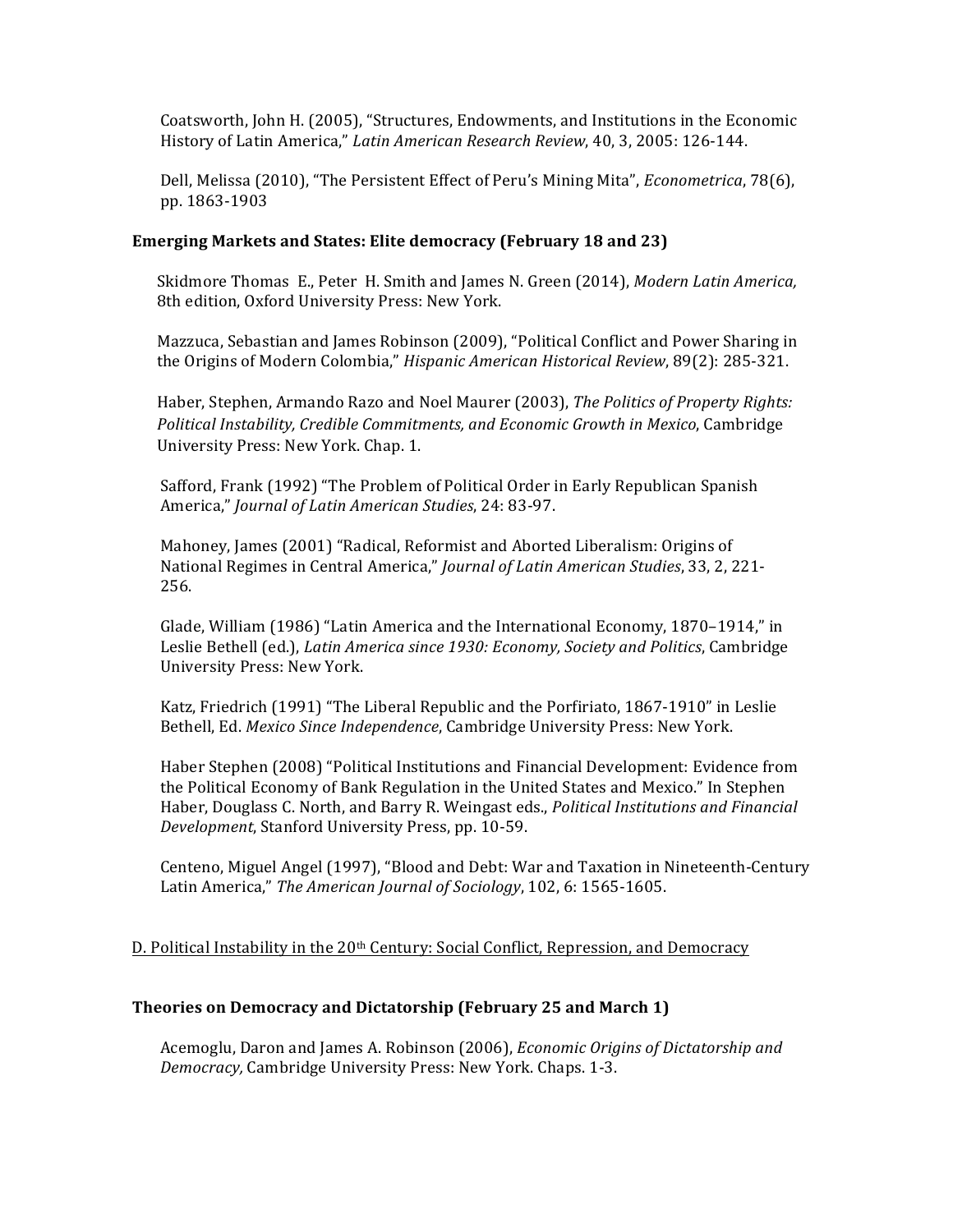Coatsworth, John H. (2005), "Structures, Endowments, and Institutions in the Economic History of Latin America," *Latin American Research Review*, 40, 3, 2005: 126-144.

Dell, Melissa (2010), "The Persistent Effect of Peru's Mining Mita", *Econometrica*, 78(6), pp. 1863-1903

**Emerging Markets and States: Elite democracy (February 18 and 23)**

Skidmore Thomas E., Peter H. Smith and James N. Green (2014), *Modern Latin America,* 8th edition, Oxford University Press: New York.

Mazzuca, Sebastian and James Robinson (2009), "Political Conflict and Power Sharing in the Origins of Modern Colombia," *Hispanic American Historical Review*, 89(2): 285-321.

Haber, Stephen, Armando Razo and Noel Maurer (2003), *The Politics of Property Rights: Political Instability, Credible Commitments, and Economic Growth in Mexico*, Cambridge University Press: New York. Chap. 1.

Safford, Frank (1992) "The Problem of Political Order in Early Republican Spanish America," *Journal of Latin American Studies*, 24: 83-97.

Mahoney, James (2001) "Radical, Reformist and Aborted Liberalism: Origins of National Regimes in Central America," *Journal of Latin American Studies*, 33, 2, 221-256.

Glade, William (1986) "Latin America and the International Economy, 1870–1914," in Leslie Bethell (ed.), *Latin America since 1930: Economy, Society and Politics*, Cambridge University Press: New York.

Katz, Friedrich (1991) "The Liberal Republic and the Porfiriato, 1867-1910" in Leslie Bethell, Ed. *Mexico Since Independence*, Cambridge University Press: New York.

Haber Stephen (2008) "Political Institutions and Financial Development: Evidence from the Political Economy of Bank Regulation in the United States and Mexico." In Stephen Haber, Douglass C. North, and Barry R. Weingast eds., *Political Institutions and Financial Development*, Stanford University Press, pp. 10-59.

Centeno, Miguel Angel (1997), "Blood and Debt: War and Taxation in Nineteenth-Century Latin America," *The American Journal of Sociology*, 102, 6: 1565-1605.

D. Political Instability in the 20th Century: Social Conflict, Repression, and Democracy

**Theories on Democracy and Dictatorship (February 25 and March 1)**

Acemoglu, Daron and James A. Robinson (2006), *Economic Origins of Dictatorship and Democracy,* Cambridge University Press: New York. Chaps. 1-3.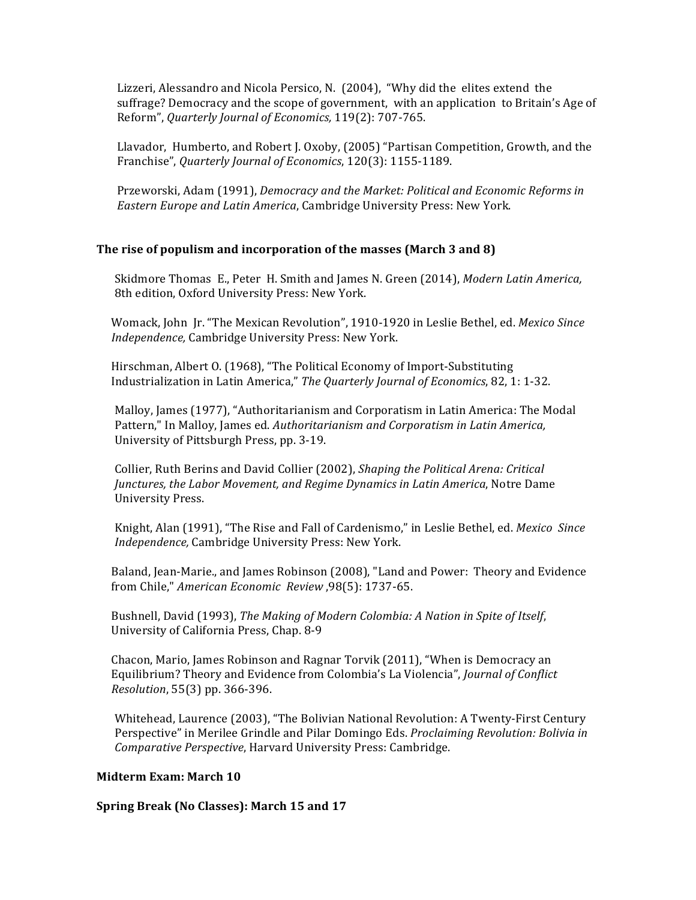Lizzeri, Alessandro and Nicola Persico, N. (2004), "Why did the elites extend the suffrage? Democracy and the scope of government, with an application to Britain's Age of Reform", *Quarterly Journal of Economics,* 119(2): 707-765.

Llavador, Humberto, and Robert J. Oxoby, (2005) "Partisan Competition, Growth, and the Franchise", *Quarterly Journal of Economics*, 120(3): 1155-1189.

Przeworski, Adam (1991), *Democracy and the Market: Political and Economic Reforms in Eastern Europe and Latin America*, Cambridge University Press: New York.

**The rise of populism and incorporation of the masses (March 3 and 8)**

Skidmore Thomas E., Peter H. Smith and James N. Green (2014), *Modern Latin America,* 8th edition, Oxford University Press: New York.

Womack, John Jr. "The Mexican Revolution", 1910-1920 in Leslie Bethel, ed. *Mexico Since Independence,* Cambridge University Press: New York.

Hirschman, Albert O. (1968), "The Political Economy of Import-Substituting Industrialization in Latin America," *The Quarterly Journal of Economics*, 82, 1: 1-32.

Malloy, James (1977), "Authoritarianism and Corporatism in Latin America: The Modal Pattern," In Malloy, James ed. *Authoritarianism and Corporatism in Latin America,* University of Pittsburgh Press, pp. 3-19.

Collier, Ruth Berins and David Collier (2002), *Shaping the Political Arena: Critical Junctures, the Labor Movement, and Regime Dynamics in Latin America*, Notre Dame University Press.

Knight, Alan (1991), "The Rise and Fall of Cardenismo," in Leslie Bethel, ed. *Mexico Since Independence,* Cambridge University Press: New York.

Baland, Jean-Marie., and James Robinson (2008), "Land and Power: Theory and Evidence from Chile," *American Economic Review* ,98(5): 1737-65.

Bushnell, David (1993), *The Making of Modern Colombia: A Nation in Spite of Itself*, University of California Press, Chap. 8-9

Chacon, Mario, James Robinson and Ragnar Torvik (2011), "When is Democracy an Equilibrium? Theory and Evidence from Colombia's La Violencia", *Journal of Conflict Resolution*, 55(3) pp. 366-396.

Whitehead, Laurence (2003), "The Bolivian National Revolution: A Twenty-First Century Perspective" in Merilee Grindle and Pilar Domingo Eds. *Proclaiming Revolution: Bolivia in Comparative Perspective*, Harvard University Press: Cambridge.

**Midterm Exam: March 10**

**Spring Break (No Classes): March 15 and 17**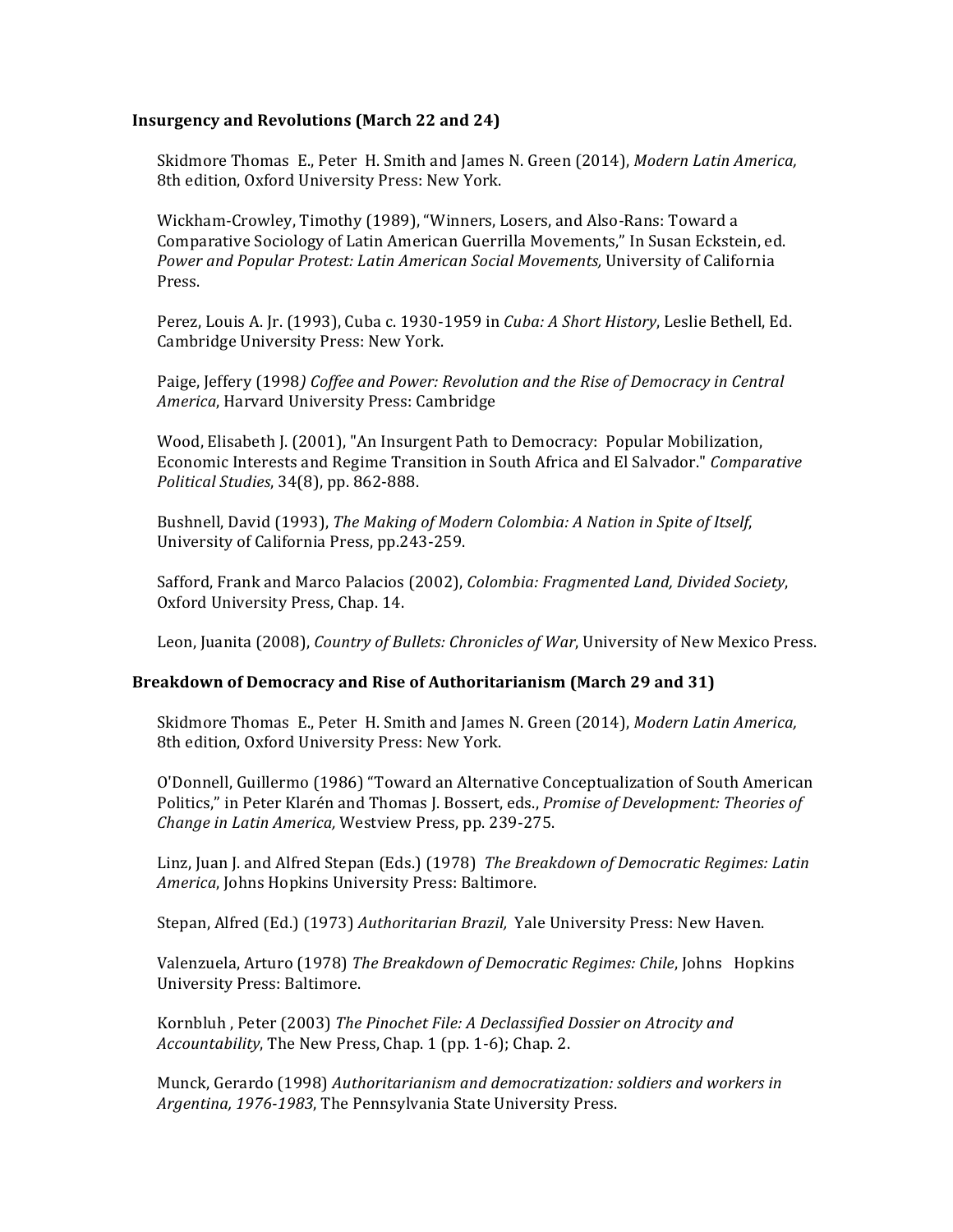**Insurgency and Revolutions (March 22 and 24)**

Skidmore Thomas E., Peter H. Smith and James N. Green (2014), *Modern Latin America,* 8th edition, Oxford University Press: New York.

Wickham-Crowley, Timothy (1989), "Winners, Losers, and Also-Rans: Toward a Comparative Sociology of Latin American Guerrilla Movements," In Susan Eckstein, ed. *Power and Popular Protest: Latin American Social Movements,* University of California Press.

Perez, Louis A. Jr. (1993), Cuba c. 1930-1959 in *Cuba: A Short History*, Leslie Bethell, Ed. Cambridge University Press: New York.

Paige, Jeffery (1998*) Coffee and Power: Revolution and the Rise of Democracy in Central America*, Harvard University Press: Cambridge

Wood, Elisabeth J. (2001), "An Insurgent Path to Democracy: Popular Mobilization, Economic Interests and Regime Transition in South Africa and El Salvador." *Comparative Political Studies*, 34(8), pp. 862-888.

Bushnell, David (1993), *The Making of Modern Colombia: A Nation in Spite of Itself*, University of California Press, pp.243-259.

Safford, Frank and Marco Palacios (2002), *Colombia: Fragmented Land, Divided Society*, Oxford University Press, Chap. 14.

Leon, Juanita (2008), *Country of Bullets: Chronicles of War*, University of New Mexico Press.

**Breakdown of Democracy and Rise of Authoritarianism (March 29 and 31)**

Skidmore Thomas E., Peter H. Smith and James N. Green (2014), *Modern Latin America,* 8th edition, Oxford University Press: New York.

O'Donnell, Guillermo (1986) "Toward an Alternative Conceptualization of South American Politics," in Peter Klarén and Thomas J. Bossert, eds., *Promise of Development: Theories of Change in Latin America,* Westview Press, pp. 239-275.

Linz, Juan J. and Alfred Stepan (Eds.) (1978) *The Breakdown of Democratic Regimes: Latin America*, Johns Hopkins University Press: Baltimore.

Stepan, Alfred (Ed.) (1973) *Authoritarian Brazil,* Yale University Press: New Haven.

Valenzuela, Arturo (1978) *The Breakdown of Democratic Regimes: Chile*, Johns Hopkins University Press: Baltimore.

Kornbluh , Peter (2003) *The Pinochet File: A Declassified Dossier on Atrocity and Accountability*, The New Press, Chap. 1 (pp. 1-6); Chap. 2.

Munck, Gerardo (1998) *Authoritarianism and democratization: soldiers and workers in Argentina, 1976-1983*, The Pennsylvania State University Press.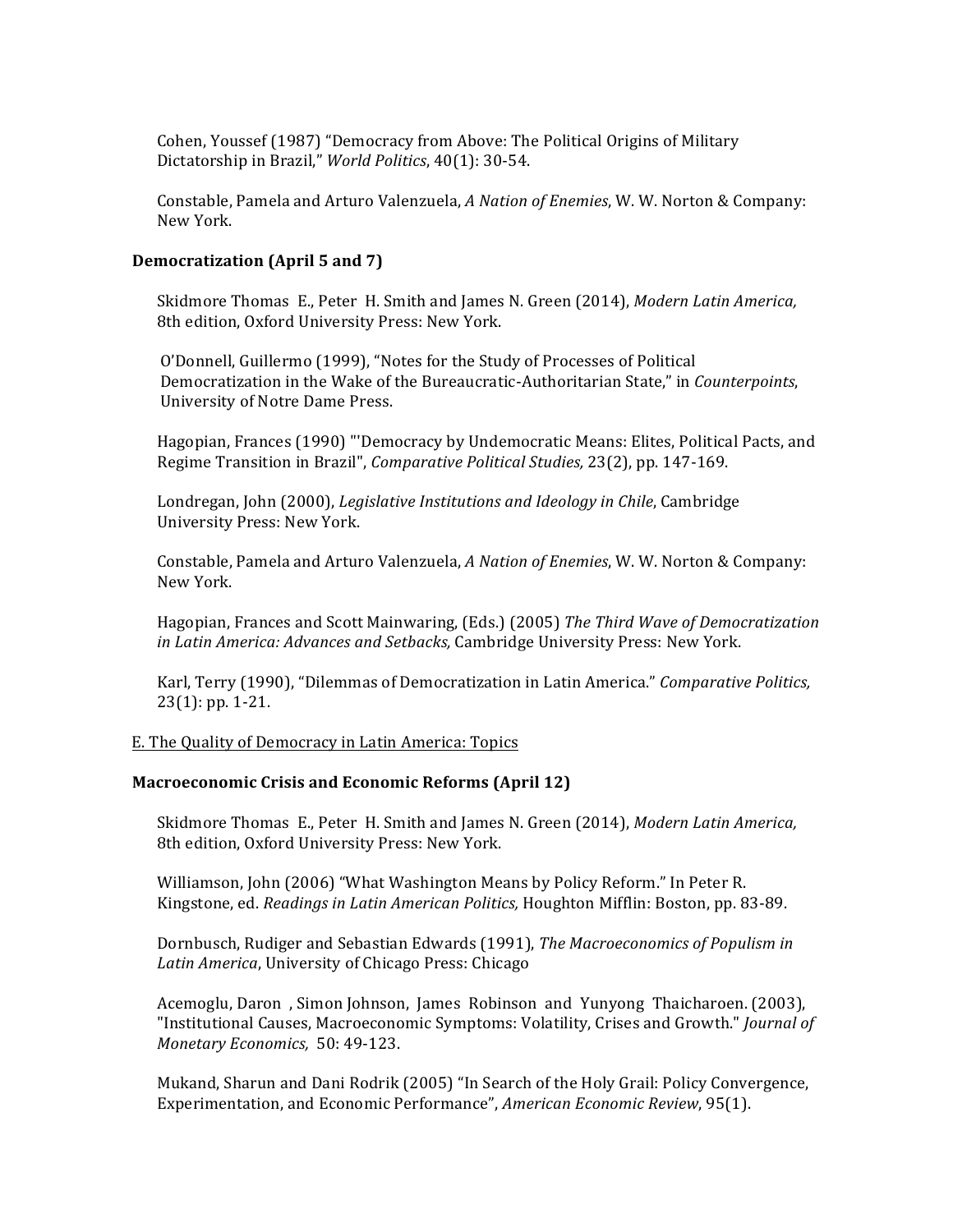Cohen, Youssef (1987) "Democracy from Above: The Political Origins of Military Dictatorship in Brazil," *World Politics*, 40(1): 30-54.

Constable, Pamela and Arturo Valenzuela, *A Nation of Enemies*, W. W. Norton & Company: New York.

**Democratization (April 5 and 7)**

Skidmore Thomas E., Peter H. Smith and James N. Green (2014), *Modern Latin America,* 8th edition, Oxford University Press: New York.

O'Donnell, Guillermo (1999), "Notes for the Study of Processes of Political Democratization in the Wake of the Bureaucratic-Authoritarian State," in *Counterpoints*, University of Notre Dame Press.

Hagopian, Frances (1990) "'Democracy by Undemocratic Means: Elites, Political Pacts, and Regime Transition in Brazil", *Comparative Political Studies,* 23(2), pp. 147-169.

Londregan, John (2000), *Legislative Institutions and Ideology in Chile*, Cambridge University Press: New York.

Constable, Pamela and Arturo Valenzuela, *A Nation of Enemies*, W. W. Norton & Company: New York.

Hagopian, Frances and Scott Mainwaring, (Eds.) (2005) *The Third Wave of Democratization in Latin America: Advances and Setbacks,* Cambridge University Press: New York.

Karl, Terry (1990), "Dilemmas of Democratization in Latin America." *Comparative Politics,* 23(1): pp. 1-21.

E. The Quality of Democracy in Latin America: Topics

**Macroeconomic Crisis and Economic Reforms (April 12)**

Skidmore Thomas E., Peter H. Smith and James N. Green (2014), *Modern Latin America,* 8th edition, Oxford University Press: New York.

Williamson, John (2006) "What Washington Means by Policy Reform." In Peter R. Kingstone, ed. *Readings in Latin American Politics,* Houghton Mifflin: Boston, pp. 83-89.

Dornbusch, Rudiger and Sebastian Edwards (1991), *The Macroeconomics of Populism in Latin America*, University of Chicago Press: Chicago

Acemoglu, Daron , Simon Johnson, James Robinson and Yunyong Thaicharoen. (2003), "Institutional Causes, Macroeconomic Symptoms: Volatility, Crises and Growth." *Journal of Monetary Economics,* 50: 49-123.

Mukand, Sharun and Dani Rodrik (2005) "In Search of the Holy Grail: Policy Convergence, Experimentation, and Economic Performance", *American Economic Review*, 95(1).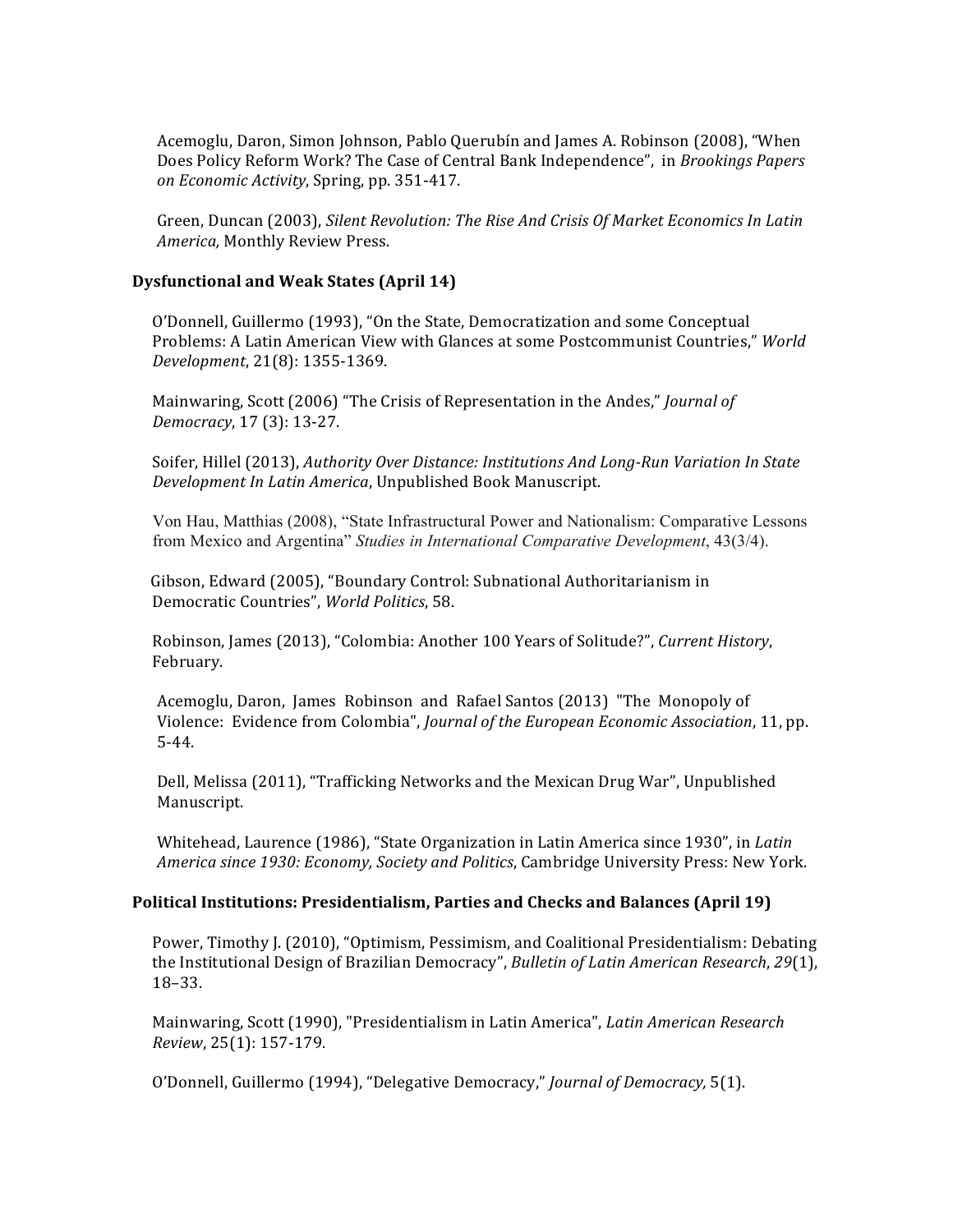Acemoglu, Daron, Simon Johnson, Pablo Querubín and James A. Robinson (2008), "When Does Policy Reform Work? The Case of Central Bank Independence", in *Brookings Papers on Economic Activity*, Spring, pp. 351-417.

Green, Duncan (2003), *Silent Revolution: The Rise And Crisis Of Market Economics In Latin America,* Monthly Review Press.

### Dysfunctional and Weak States (April 14)

O'Donnell, Guillermo (1993), "On the State, Democratization and some Conceptual Problems: A Latin American View with Glances at some Postcommunist Countries," *World Development*, 21(8): 1355-1369.

Mainwaring, Scott (2006) "The Crisis of Representation in the Andes," *Journal of Democracy*, 17 (3): 13-27.

Soifer, Hillel (2013), *Authority Over Distance: Institutions And Long-Run Variation In State Development In Latin America*, Unpublished Book Manuscript.

Von Hau, Matthias (2008), "State Infrastructural Power and Nationalism: Comparative Lessons from Mexico and Argentina" *Studies in International Comparative Development*, 43(3/4).

Gibson, Edward (2005), "Boundary Control: Subnational Authoritarianism in Democratic Countries", *World Politics*, 58.

Robinson, James (2013), "Colombia: Another 100 Years of Solitude?", *Current History*, February.

Acemoglu, Daron, James Robinson and Rafael Santos (2013) "The Monopoly of Violence: Evidence from Colombia", *Journal of the European Economic Association*, 11, pp. 5-44.

Dell, Melissa (2011), "Trafficking Networks and the Mexican Drug War", Unpublished Manuscript.

Whitehead, Laurence (1986), "State Organization in Latin America since 1930", in *Latin America since 1930: Economy, Society and Politics*, Cambridge University Press: New York.

### Political Institutions: Presidentialism, Parties and Checks and Balances (April 19)

Power, Timothy J. (2010), "Optimism, Pessimism, and Coalitional Presidentialism: Debating the Institutional Design of Brazilian Democracy", *Bulletin of Latin American Research*, *29*(1), 18–33.

Mainwaring, Scott (1990), "Presidentialism in Latin America", *Latin American Research Review*, 25(1): 157-179.

O'Donnell, Guillermo (1994), "Delegative Democracy," *Journal of Democracy,* 5(1).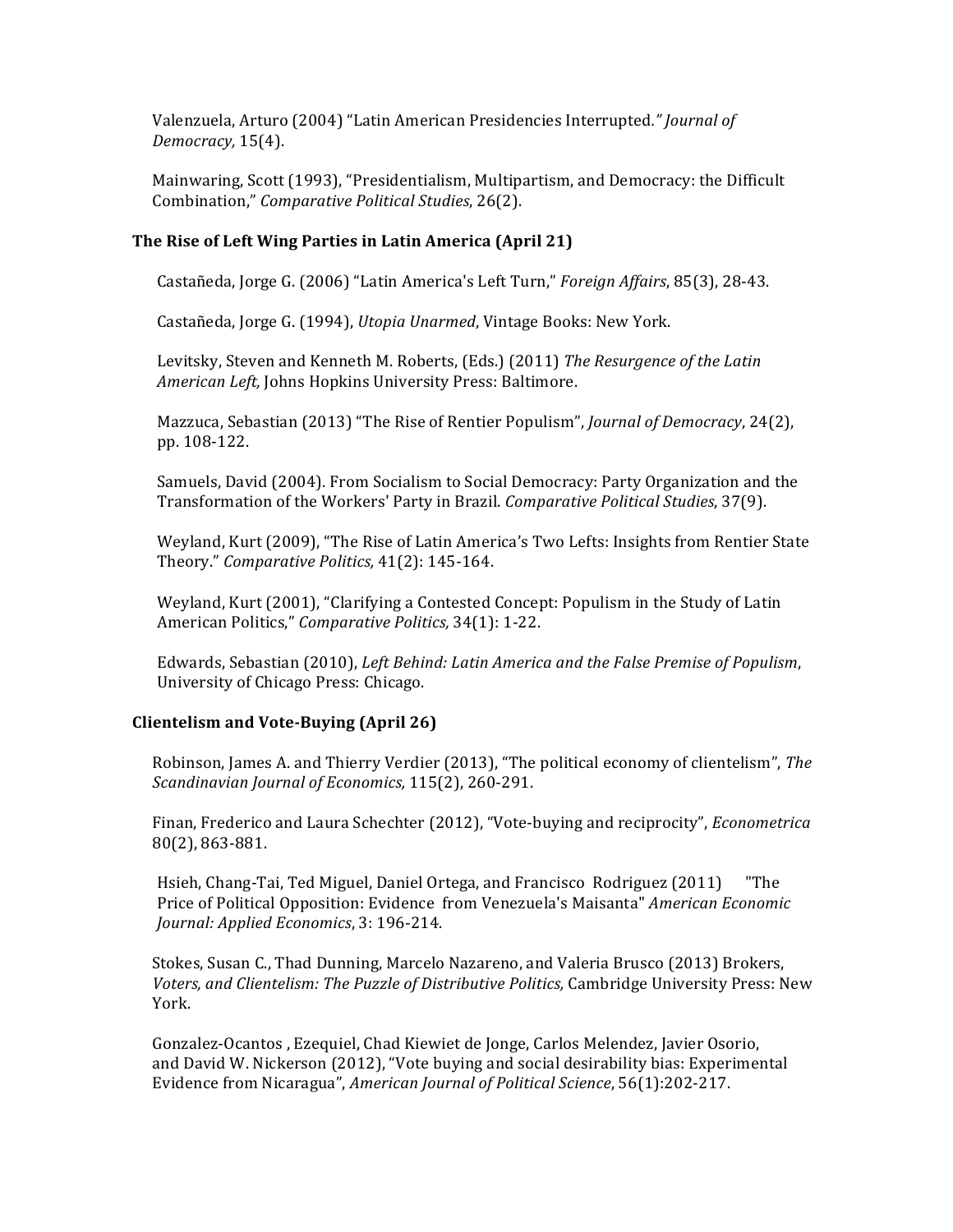Valenzuela, Arturo (2004) "Latin American Presidencies Interrupted*." Journal of Democracy,* 15(4).

Mainwaring, Scott (1993), "Presidentialism, Multipartism, and Democracy: the Difficult Combination," *Comparative Political Studies*, 26(2).

**The Rise of Left Wing Parties in Latin America (April 21)**

Castañeda, Jorge G. (2006) "Latin America's Left Turn," *Foreign Affairs*, 85(3), 28-43.

Castañeda, Jorge G. (1994), *Utopia Unarmed*, Vintage Books: New York.

Levitsky, Steven and Kenneth M. Roberts, (Eds.) (2011) *The Resurgence of the Latin American Left,* Johns Hopkins University Press: Baltimore.

Mazzuca, Sebastian (2013) "The Rise of Rentier Populism", *Journal of Democracy*, 24(2), pp. 108-122.

Samuels, David (2004). From Socialism to Social Democracy: Party Organization and the Transformation of the Workers' Party in Brazil. *Comparative Political Studies*, 37(9).

Weyland, Kurt (2009), "The Rise of Latin America's Two Lefts: Insights from Rentier State Theory." *Comparative Politics,* 41(2): 145-164.

Weyland, Kurt (2001), "Clarifying a Contested Concept: Populism in the Study of Latin American Politics," *Comparative Politics,* 34(1): 1-22.

Edwards, Sebastian (2010), *Left Behind: Latin America and the False Premise of Populism*, University of Chicago Press: Chicago.

**Clientelism and Vote-Buying (April 26)**

Robinson, James A. and Thierry Verdier (2013), "The political economy of clientelism", *The Scandinavian Journal of Economics,* 115(2), 260-291.

Finan, Frederico and Laura Schechter (2012), "Vote-buying and reciprocity", *Econometrica* 80(2), 863-881.

Hsieh, Chang-Tai, Ted Miguel, Daniel Ortega, and Francisco Rodriguez (2011) "The Price of Political Opposition: Evidence from Venezuela's Maisanta" *American Economic Journal: Applied Economics*, 3: 196-214.

Stokes, Susan C., Thad Dunning, Marcelo Nazareno, and Valeria Brusco (2013) Brokers, *Voters, and Clientelism: The Puzzle of Distributive Politics,* Cambridge University Press: New York.

Gonzalez-Ocantos , Ezequiel, Chad Kiewiet de Jonge, Carlos Melendez, Javier Osorio, and David W. Nickerson (2012), "Vote buying and social desirability bias: Experimental Evidence from Nicaragua", *American Journal of Political Science*, 56(1):202-217.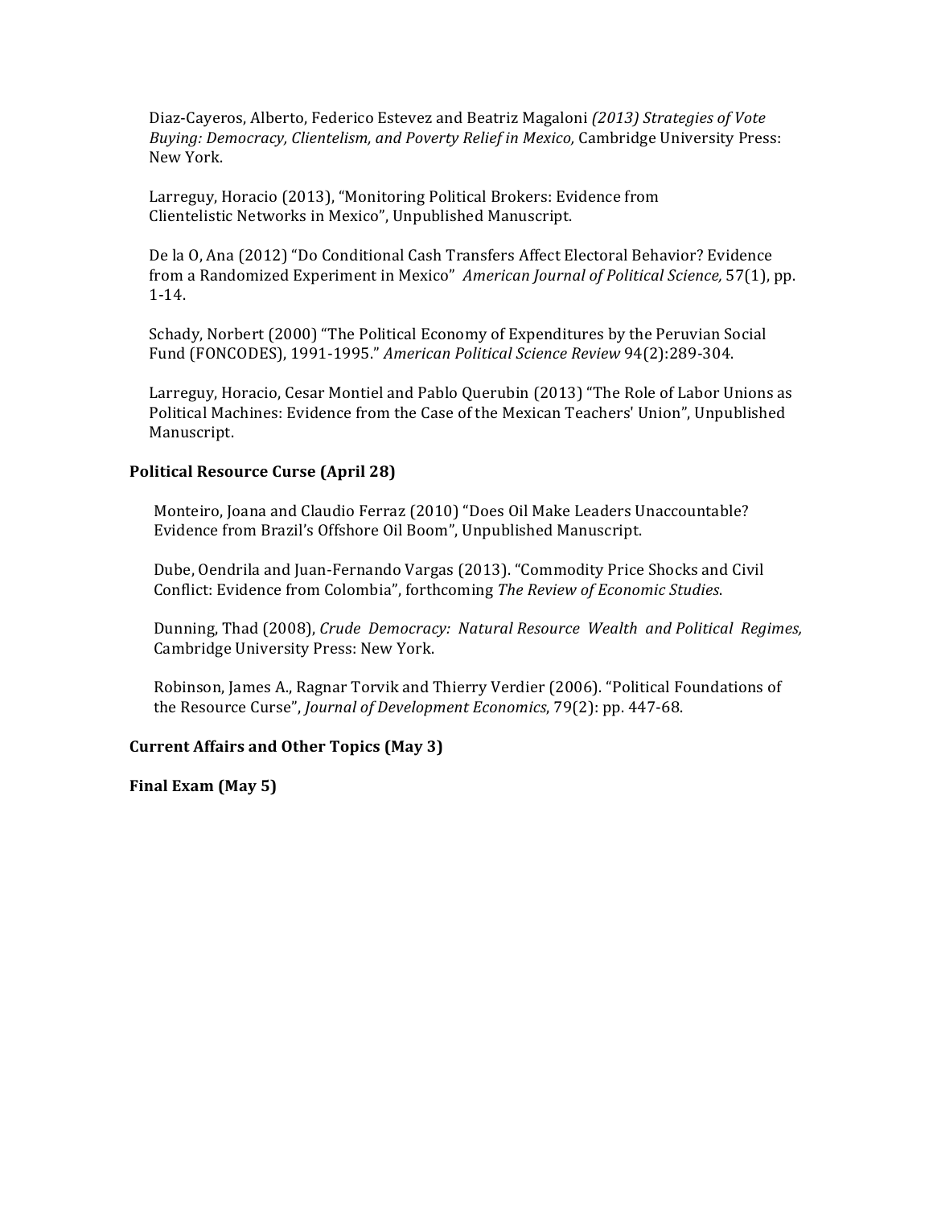Diaz-Cayeros, Alberto, Federico Estevez and Beatriz Magaloni *(2013) Strategies of Vote Buying: Democracy, Clientelism, and Poverty Relief in Mexico,* Cambridge University Press: New York.

Larreguy, Horacio (2013), "Monitoring Political Brokers: Evidence from Clientelistic Networks in Mexico", Unpublished Manuscript.

De la O, Ana (2012) "Do Conditional Cash Transfers Affect Electoral Behavior? Evidence from a Randomized Experiment in Mexico" *American Journal of Political Science,* 57(1), pp. 1-14.

Schady, Norbert (2000) "The Political Economy of Expenditures by the Peruvian Social Fund (FONCODES), 1991-1995." *American Political Science Review* 94(2):289-304.

Larreguy, Horacio, Cesar Montiel and Pablo Querubin (2013) "The Role of Labor Unions as Political Machines: Evidence from the Case of the Mexican Teachers' Union", Unpublished Manuscript.

**Political Resource Curse (April 28)**

Monteiro, Joana and Claudio Ferraz (2010) "Does Oil Make Leaders Unaccountable? Evidence from Brazil's Offshore Oil Boom", Unpublished Manuscript.

Dube, Oendrila and Juan-Fernando Vargas (2013). "Commodity Price Shocks and Civil Conflict: Evidence from Colombia", forthcoming *The Review of Economic Studies*.

Dunning, Thad (2008), *Crude Democracy: Natural Resource Wealth and Political Regimes,* Cambridge University Press: New York.

Robinson, James A., Ragnar Torvik and Thierry Verdier (2006). "Political Foundations of the Resource Curse", *Journal of Development Economics*, 79(2): pp. 447-68.

**Current Affairs and Other Topics (May 3)**

**Final Exam (May 5)**